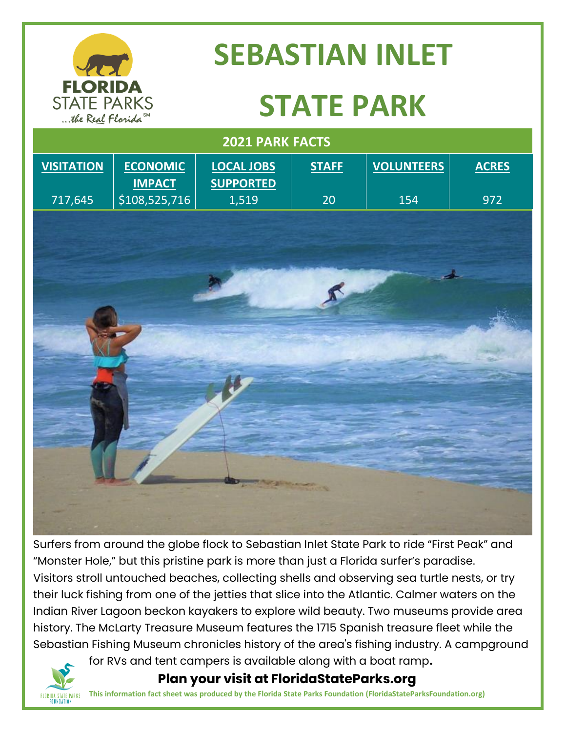# SEBASTIAN INLET STATE PARK

## 2021 PARK FACTS

| VISITATION | ECONOMIC IMPACT | LOCAL JOBS SUPPORTED | STAFF | VOLUNTEERS | ACRES |
|---|---|---|---|---|---|
| 717,645 | $108,525,716 | 1,519 | 20 | 154 | 972 |

Surfers from around the globe flock to Sebastian Inlet State Park to ride "First Peak" and "Monster Hole," but this pristine park is more than just a Florida surfer's paradise. Visitors stroll untouched beaches, collecting shells and observing sea turtle nests, or try their luck fishing from one of the jetties that slice into the Atlantic. Calmer waters on the Indian River Lagoon beckon kayakers to explore wild beauty. Two museums provide area history. The McLarty Treasure Museum features the 1715 Spanish treasure fleet while the Sebastian Fishing Museum chronicles history of the area's fishing industry. A campground for RVs and tent campers is available along with a boat ramp.

**Plan your visit at FloridaStateParks.org**

**This information fact sheet was produced by the Florida State Parks Foundation (FloridaStateParksFoundation.org)**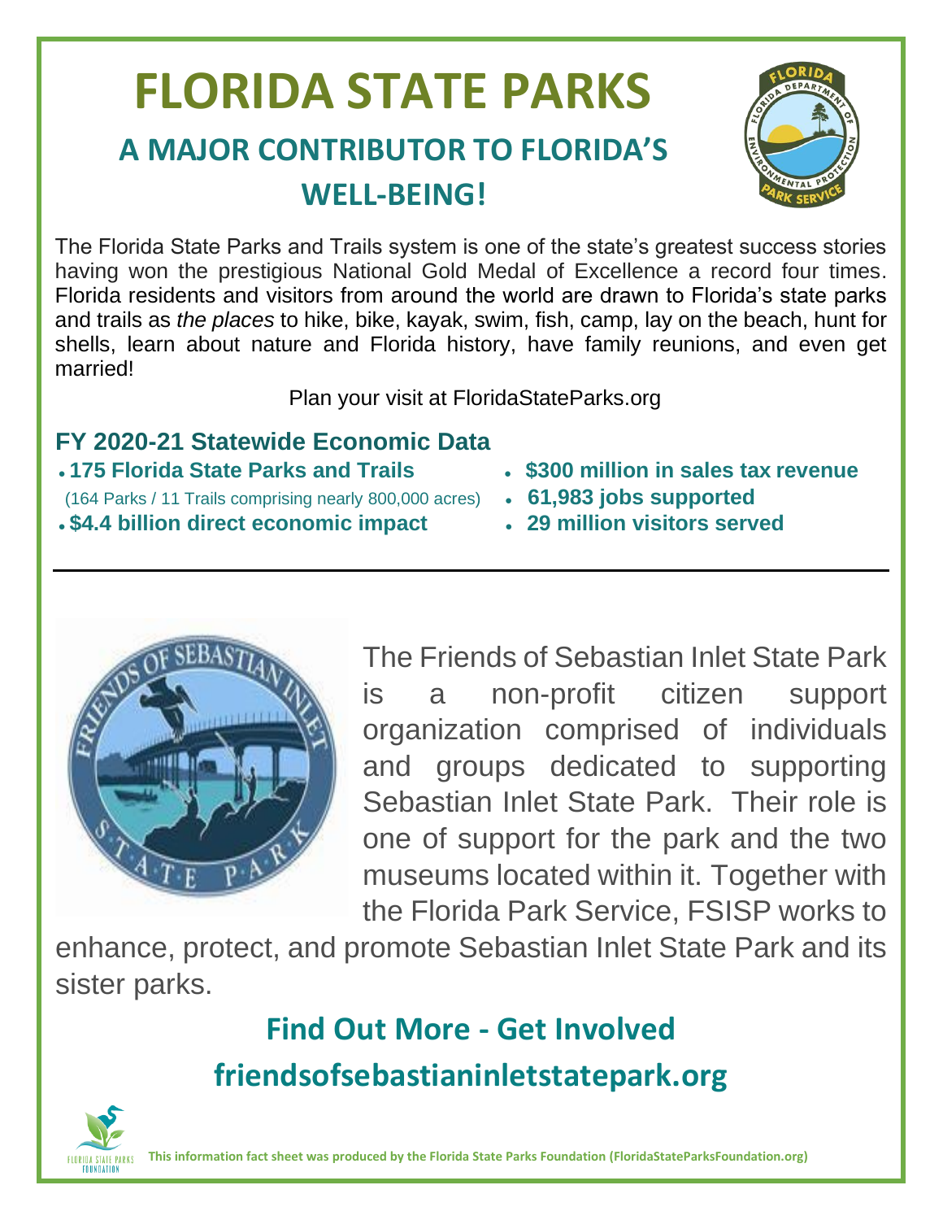# FLORIDA STATE PARKS

## A MAJOR CONTRIBUTOR TO FLORIDA'S WELL-BEING!

The Florida State Parks and Trails system is one of the state's greatest success stories having won the prestigious National Gold Medal of Excellence a record four times. Florida residents and visitors from around the world are drawn to Florida's state parks and trails as *the places* to hike, bike, kayak, swim, fish, camp, lay on the beach, hunt for shells, learn about nature and Florida history, have family reunions, and even get married!

Plan your visit at FloridaStateParks.org

### FY 2020-21 Statewide Economic Data

- **175 Florida State Parks and Trails**
  (164 Parks / 11 Trails comprising nearly 800,000 acres)
- **$4.4 billion direct economic impact**
- **$300 million in sales tax revenue**
- **61,983 jobs supported**
- **29 million visitors served**

---

The Friends of Sebastian Inlet State Park is a non-profit citizen support organization comprised of individuals and groups dedicated to supporting Sebastian Inlet State Park. Their role is one of support for the park and the two museums located within it. Together with the Florida Park Service, FSISP works to enhance, protect, and promote Sebastian Inlet State Park and its sister parks.

## Find Out More - Get Involved

## friendsofsebastianinletstatepark.org

**This information fact sheet was produced by the Florida State Parks Foundation (FloridaStateParksFoundation.org)**